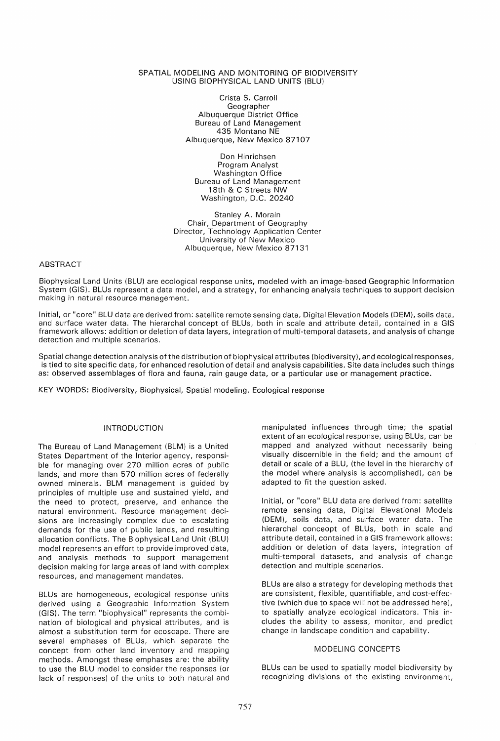# SPATIAL MODELING AND MONITORING OF BIODIVERSITY USING BIOPHYSICAL LAND UNITS (BLU)

Crista S. Carroll
Geographer
Albuquerque District Office
Bureau of Land Management
435 Montano NE
Albuquerque, New Mexico 87107

Don Hinrichsen
Program Analyst
Washington Office
Bureau of Land Management
18th & C Streets NW
Washington, D.C. 20240

Stanley A. Morain
Chair, Department of Geography
Director, Technology Application Center
University of New Mexico
Albuquerque, New Mexico 87131

## ABSTRACT

Biophysical Land Units (BLU) are ecological response units, modeled with an image-based Geographic Information System (GIS). BLUs represent a data model, and a strategy, for enhancing analysis techniques to support decision making in natural resource management.

Initial, or "core" BLU data are derived from: satellite remote sensing data, Digital Elevation Models (DEM), soils data, and surface water data. The hierarchal concept of BLUs, both in scale and attribute detail, contained in a GIS framework allows: addition or deletion of data layers, integration of multi-temporal datasets, and analysis of change detection and multiple scenarios.

Spatial change detection analysis of the distribution of biophysical attributes (biodiversity), and ecological responses, is tied to site specific data, for enhanced resolution of detail and analysis capabilities. Site data includes such things as: observed assemblages of flora and fauna, rain gauge data, or a particular use or management practice.

KEY WORDS: Biodiversity, Biophysical, Spatial modeling, Ecological response

## INTRODUCTION

The Bureau of Land Management (BLM) is a United States Department of the Interior agency, responsible for managing over 270 million acres of public lands, and more than 570 million acres of federally owned minerals. BLM management is guided by principles of multiple use and sustained yield, and the need to protect, preserve, and enhance the natural environment. Resource management decisions are increasingly complex due to escalating demands for the use of public lands, and resulting allocation conflicts. The Biophysical Land Unit (BLU) model represents an effort to provide improved data, and analysis methods to support management decision making for large areas of land with complex resources, and management mandates.

BLUs are homogeneous, ecological response units derived using a Geographic Information System (GIS). The term "biophysical" represents the combination of biological and physical attributes, and is almost a substitution term for ecoscape. There are several emphases of BLUs, which separate the concept from other land inventory and mapping methods. Amongst these emphases are: the ability to use the BLU model to consider the responses (or lack of responses) of the units to both natural and manipulated influences through time; the spatial extent of an ecological response, using BLUs, can be mapped and analyzed without necessarily being visually discernible in the field; and the amount of detail or scale of a BLU, (the level in the hierarchy of the model where analysis is accomplished), can be adapted to fit the question asked.

Initial, or "core" BLU data are derived from: satellite remote sensing data, Digital Elevational Models (DEM), soils data, and surface water data. The hierarchal conceopt of BLUs, both in scale and attribute detail, contained in a GIS framework allows: addition or deletion of data layers, integration of multi-temporal datasets, and analysis of change detection and multiple scenarios.

BLUs are also a strategy for developing methods that are consistent, flexible, quantifiable, and cost-effective (which due to space will not be addressed here), to spatially analyze ecological indicators. This includes the ability to assess, monitor, and predict change in landscape condition and capability.

## MODELING CONCEPTS

BLUs can be used to spatially model biodiversity by recognizing divisions of the existing environment,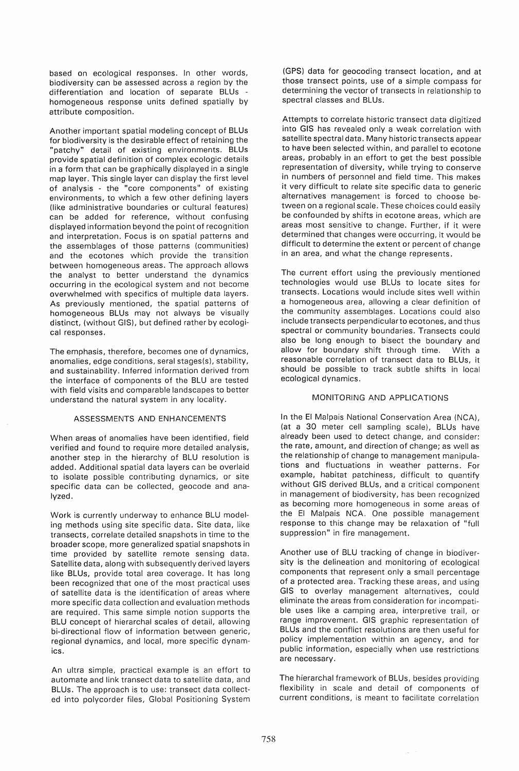based on ecological responses. In other words, biodiversity can be assessed across a region by the differentiation and location of separate BLUs - homogeneous response units defined spatially by attribute composition.

Another important spatial modeling concept of BLUs for biodiversity is the desirable effect of retaining the "patchy" detail of existing environments. BLUs provide spatial definition of complex ecologic details in a form that can be graphically displayed in a single map layer. This single layer can display the first level of analysis - the "core components" of existing environments, to which a few other defining layers (like administrative boundaries or cultural features) can be added for reference, without confusing displayed information beyond the point of recognition and interpretation. Focus is on spatial patterns and the assemblages of those patterns (communities) and the ecotones which provide the transition between homogeneous areas. The approach allows the analyst to better understand the dynamics occurring in the ecological system and not become overwhelmed with specifics of multiple data layers. As previously mentioned, the spatial patterns of homogeneous BLUs may not always be visually distinct, (without GIS), but defined rather by ecological responses.

The emphasis, therefore, becomes one of dynamics, anomalies, edge conditions, seral stages(s), stability, and sustainability. Inferred information derived from the interface of components of the BLU are tested with field visits and comparable landscapes to better understand the natural system in any locality.

## ASSESSMENTS AND ENHANCEMENTS

When areas of anomalies have been identified, field verified and found to require more detailed analysis, another step in the hierarchy of BLU resolution is added. Additional spatial data layers can be overlaid to isolate possible contributing dynamics, or site specific data can be collected, geocode and analyzed.

Work is currently underway to enhance BLU modeling methods using site specific data. Site data, like transects, correlate detailed snapshots in time to the broader scope, more generalized spatial snapshots in time provided by satellite remote sensing data. Satellite data, along with subsequently derived layers like BLUs, provide total area coverage. It has long been recognized that one of the most practical uses of satellite data is the identification of areas where more specific data collection and evaluation methods are required. This same simple notion supports the BLU concept of hierarchal scales of detail, allowing bi-directional flow of information between generic, regional dynamics, and local, more specific dynamics.

An ultra simple, practical example is an effort to automate and link transect data to satellite data, and BLUs. The approach is to use: transect data collected into polycorder files, Global Positioning System (GPS) data for geocoding transect location, and at those transect points, use of a simple compass for determining the vector of transects in relationship to spectral classes and BLUs.

Attempts to correlate historic transect data digitized into GIS has revealed only a weak correlation with satellite spectral data. Many historic transects appear to have been selected within, and parallel to ecotone areas, probably in an effort to get the best possible representation of diversity, while trying to conserve in numbers of personnel and field time. This makes it very difficult to relate site specific data to generic alternatives management is forced to choose between on a regional scale. These choices could easily be confounded by shifts in ecotone areas, which are areas most sensitive to change. Further, if it were determined that changes were occurring, it would be difficult to determine the extent or percent of change in an area, and what the change represents.

The current effort using the previously mentioned technologies would use BLUs to locate sites for transects. Locations would include sites well within a homogeneous area, allowing a clear definition of the community assemblages. Locations could also include transects perpendicular to ecotones, and thus spectral or community boundaries. Transects could also be long enough to bisect the boundary and allow for boundary shift through time. With a reasonable correlation of transect data to BLUs, it should be possible to track subtle shifts in local ecological dynamics.

## MONITORING AND APPLICATIONS

In the El Malpais National Conservation Area (NCA), (at a 30 meter cell sampling scale), BLUs have already been used to detect change, and consider: the rate, amount, and direction of change; as well as the relationship of change to management manipulations and fluctuations in weather patterns. For example, habitat patchiness, difficult to quantify without GIS derived BLUs, and a critical component in management of biodiversity, has been recognized as becoming more homogeneous in some areas of the El Malpais NCA. One possible management response to this change may be relaxation of "full suppression" in fire management.

Another use of BLU tracking of change in biodiversity is the delineation and monitoring of ecological components that represent only a small percentage of a protected area. Tracking these areas, and using GIS to overlay management alternatives, could eliminate the areas from consideration for incompatible uses like a camping area, interpretive trail, or range improvement. GIS graphic representation of BLUs and the conflict resolutions are then useful for policy implementation within an agency, and for public information, especially when use restrictions are necessary.

The hierarchal framework of BLUs, besides providing flexibility in scale and detail of components of current conditions, is meant to facilitate correlation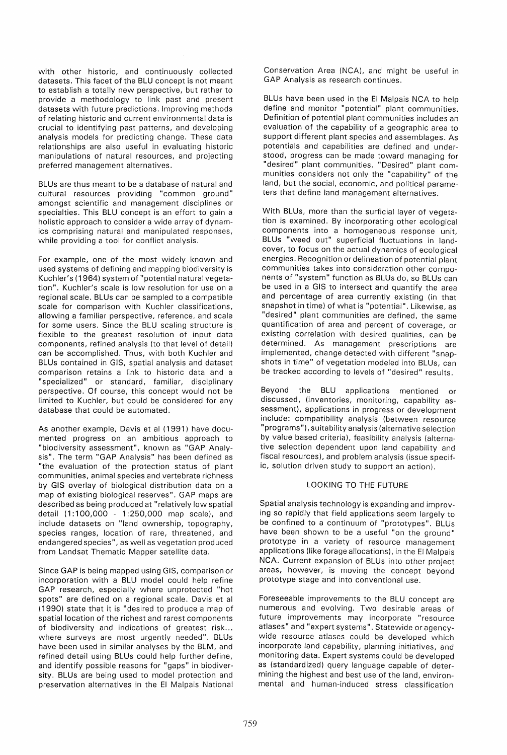with other historic, and continuously collected datasets. This facet of the BLU concept is not meant to establish a totally new perspective, but rather to provide a methodology to link past and present datasets with future predictions. Improving methods of relating historic and current environmental data is crucial to identifying past patterns, and developing analysis models for predicting change. These data relationships are also useful in evaluating historic manipulations of natural resources, and projecting preferred management alternatives.

BLUs are thus meant to be a database of natural and cultural resources providing "common ground" amongst scientific and management disciplines or specialties. This BLU concept is an effort to gain a holistic approach to consider a wide array of dynamics comprising natural and manipulated responses, while providing a tool for conflict analysis.

For example, one of the most widely known and used systems of defining and mapping biodiversity is Kuchler's (1964) system of "potential natural vegetation". Kuchler's scale is low resolution for use on a regional scale. BLUs can be sampled to a compatible scale for comparison with Kuchler classifications, allowing a familiar perspective, reference, and scale for some users. Since the BLU scaling structure is flexible to the greatest resolution of input data components, refined analysis (to that level of detail) can be accomplished. Thus, with both Kuchler and BLUs contained in GIS, spatial analysis and dataset comparison retains a link to historic data and a "specialized" or standard, familiar, disciplinary perspective. Of course, this concept would not be limited to Kuchler, but could be considered for any database that could be automated.

As another example, Davis et al (1991) have documented progress on an ambitious approach to "biodiversity assessment", known as "GAP Analysis". The term "GAP Analysis" has been defined as "the evaluation of the protection status of plant communities, animal species and vertebrate richness by GIS overlay of biological distribution data on a map of existing biological reserves". GAP maps are described as being produced at "relatively low spatial detail (1:100,000 - 1:250,000 map scale), and include datasets on "land ownership, topography, species ranges, location of rare, threatened, and endangered species", as well as vegetation produced from Landsat Thematic Mapper satellite data.

Since GAP is being mapped using GIS, comparison or incorporation with a BLU model could help refine GAP research, especially where unprotected "hot spots" are defined on a regional scale. Davis et al (1990) state that it is "desired to produce a map of spatial location of the richest and rarest components of biodiversity and indications of greatest risk... where surveys are most urgently needed". BLUs have been used in similar analyses by the BLM, and refined detail using BLUs could help further define, and identify possible reasons for "gaps" in biodiversity. BLUs are being used to model protection and preservation alternatives in the El Malpais National Conservation Area (NCA), and might be useful in GAP Analysis as research continues.

BLUs have been used in the El Malpais NCA to help define and monitor "potential" plant communities. Definition of potential plant communities includes an evaluation of the capability of a geographic area to support different plant species and assemblages. As potentials and capabilities are defined and understood, progress can be made toward managing for "desired" plant communities. "Desired" plant communities considers not only the "capability" of the land, but the social, economic, and political parameters that define land management alternatives.

With BLUs, more than the surficial layer of vegetation is examined. By incorporating other ecological components into a homogeneous response unit, BLUs "weed out" superficial fluctuations in landcover, to focus on the actual dynamics of ecological energies. Recognition or delineation of potential plant communities takes into consideration other components of "system" function as BLUs do, so BLUs can be used in a GIS to intersect and quantify the area and percentage of area currently existing (in that snapshot in time) of what is "potential". Likewise, as "desired" plant communities are defined, the same quantification of area and percent of coverage, or existing correlation with desired qualities, can be determined. As management prescriptions are implemented, change detected with different "snapshots in time" of vegetation modeled into BLUs, can be tracked according to levels of "desired" results.

Beyond the BLU applications mentioned or discussed, (inventories, monitoring, capability assessment), applications in progress or development include: compatibility analysis (between resource "programs"), suitability analysis (alternative selection by value based criteria), feasibility analysis (alternative selection dependent upon land capability and fiscal resources), and problem analysis (issue specific, solution driven study to support an action).

## LOOKING TO THE FUTURE

Spatial analysis technology is expanding and improving so rapidly that field applications seem largely to be confined to a continuum of "prototypes". BLUs have been shown to be a useful "on the ground" prototype in a variety of resource management applications (like forage allocations), in the El Malpais NCA. Current expansion of BLUs into other project areas, however, is moving the concept beyond prototype stage and into conventional use.

Foreseeable improvements to the BLU concept are numerous and evolving. Two desirable areas of future improvements may incorporate "resource atlases" and "expert systems". Statewide or agency-wide resource atlases could be developed which incorporate land capability, planning initiatives, and monitoring data. Expert systems could be developed as (standardized) query language capable of determining the highest and best use of the land, environmental and human-induced stress classification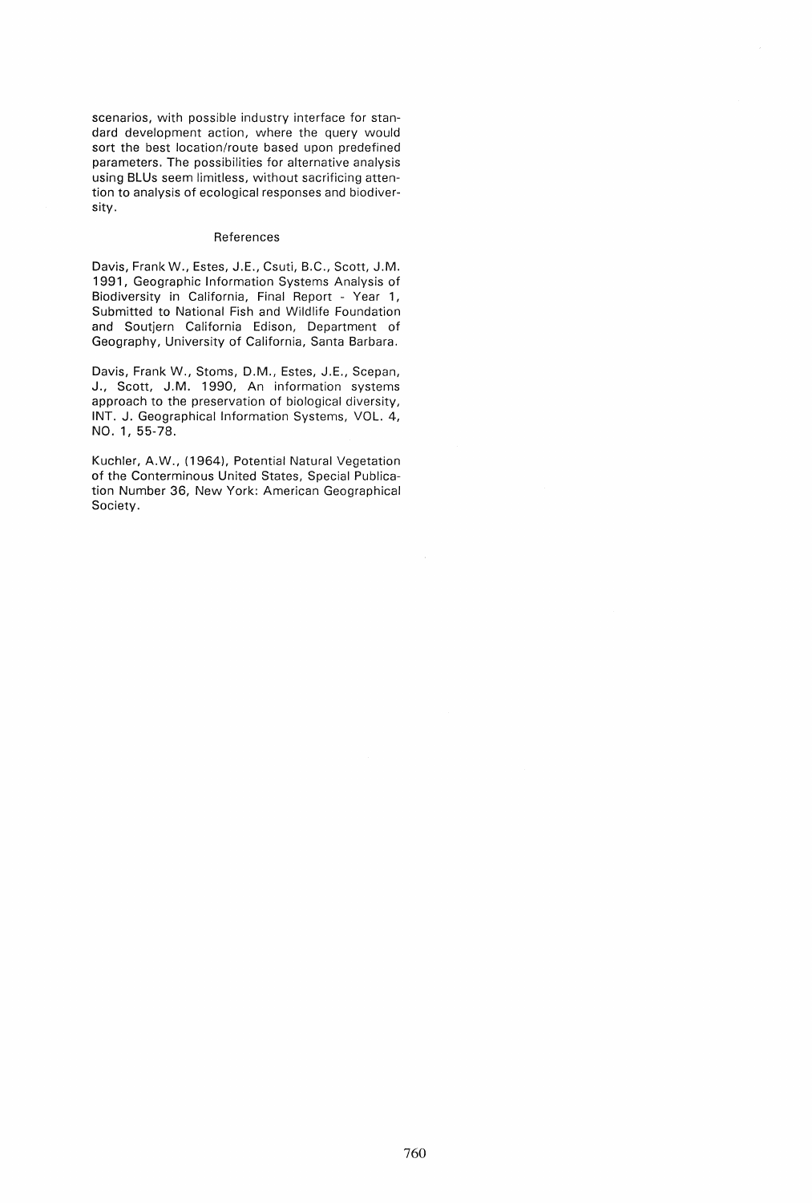scenarios, with possible industry interface for standard development action, where the query would sort the best location/route based upon predefined parameters. The possibilities for alternative analysis using BLUs seem limitless, without sacrificing attention to analysis of ecological responses and biodiversity.

## References

Davis, Frank W., Estes, J.E., Csuti, B.C., Scott, J.M. 1991, Geographic Information Systems Analysis of Biodiversity in California, Final Report - Year 1, Submitted to National Fish and Wildlife Foundation and Soutjern California Edison, Department of Geography, University of California, Santa Barbara.

Davis, Frank W., Stoms, D.M., Estes, J.E., Scepan, J., Scott, J.M. 1990, An information systems approach to the preservation of biological diversity, INT. J. Geographical Information Systems, VOL. 4, NO. 1, 55-78.

Kuchler, A.W., (1964), Potential Natural Vegetation of the Conterminous United States, Special Publication Number 36, New York: American Geographical Society.